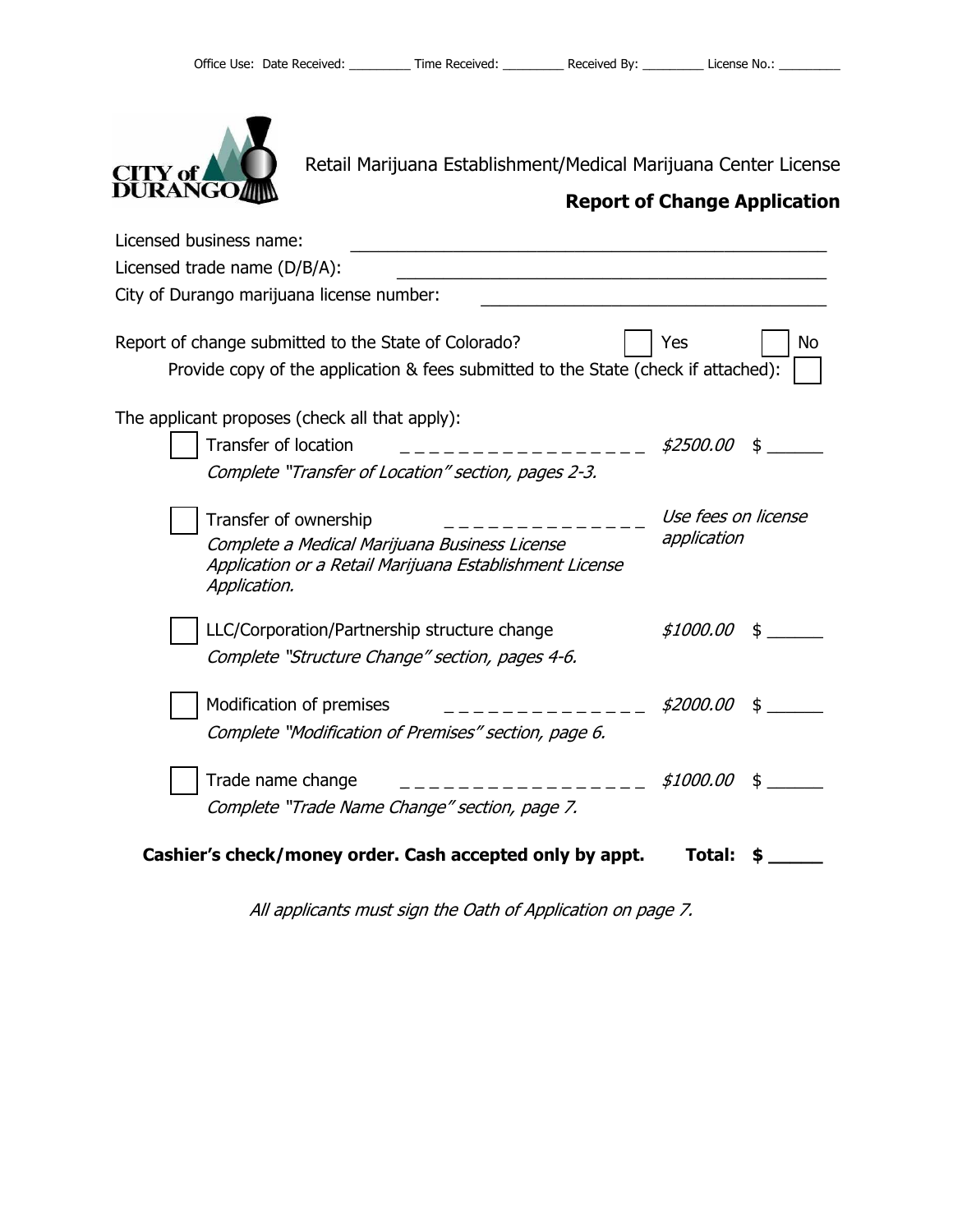Office Use: Date Received: _________ Time Received: _________ Received By: _________ License No.: _________

CITY of DURANGO

Retail Marijuana Establishment/Medical Marijuana Center License

## Report of Change Application

Licensed business name: ______________________________________________

Licensed trade name (D/B/A): ______________________________________________

City of Durango marijuana license number: ______________________________________________

Report of change submitted to the State of Colorado? ☐ Yes ☐ No

Provide copy of the application & fees submitted to the State (check if attached): ☐

The applicant proposes (check all that apply):

☐ Transfer of location _ _ _ _ _ _ _ _ _ _ _ _ _ _ _ _ _ *$2500.00* $ ______

*Complete "Transfer of Location" section, pages 2-3.*

☐ Transfer of ownership _ _ _ _ _ _ _ _ _ _ _ _ _ _ *Use fees on license application*

*Complete a Medical Marijuana Business License Application or a Retail Marijuana Establishment License Application.*

☐ LLC/Corporation/Partnership structure change *$1000.00* $ ______

*Complete "Structure Change" section, pages 4-6.*

☐ Modification of premises _ _ _ _ _ _ _ _ _ _ _ _ _ _ *$2000.00* $ ______

*Complete "Modification of Premises" section, page 6.*

☐ Trade name change _ _ _ _ _ _ _ _ _ _ _ _ _ _ _ _ _ *$1000.00* $ ______

*Complete "Trade Name Change" section, page 7.*

**Cashier's check/money order. Cash accepted only by appt. Total: $ ______**

*All applicants must sign the Oath of Application on page 7.*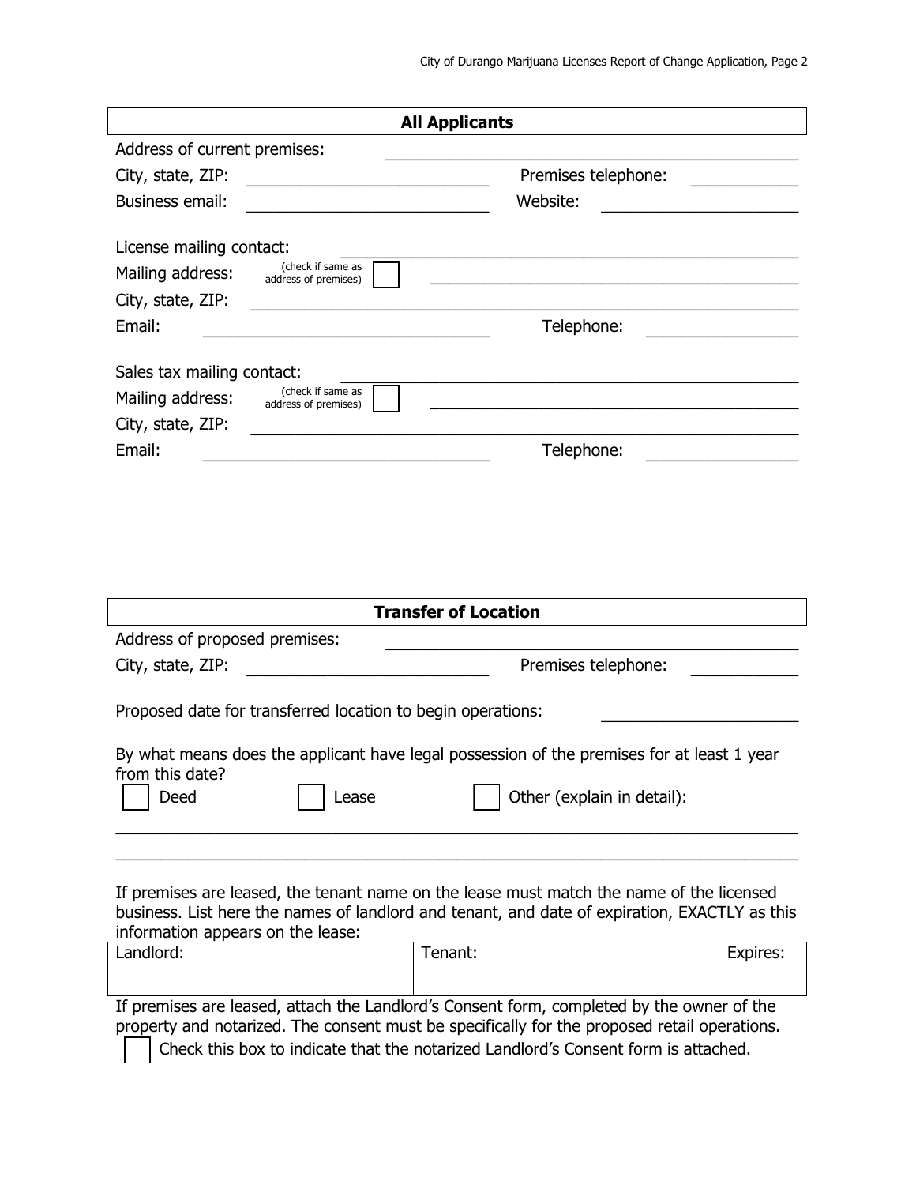## All Applicants

Address of current premises: ______________________________

City, state, ZIP: ______________________ Premises telephone: __________

Business email: ______________________ Website: ________________

License mailing contact: ______________________________

Mailing address: (check if same as address of premises) ☐ ______________________________

City, state, ZIP: ______________________________

Email: ______________________ Telephone: ______________

Sales tax mailing contact: ______________________________

Mailing address: (check if same as address of premises) ☐ ______________________________

City, state, ZIP: ______________________________

Email: ______________________ Telephone: ______________

## Transfer of Location

Address of proposed premises: ______________________________

City, state, ZIP: ______________________ Premises telephone: __________

Proposed date for transferred location to begin operations: ________________

By what means does the applicant have legal possession of the premises for at least 1 year from this date?

☐ Deed ☐ Lease ☐ Other (explain in detail):

______________________________________________________________

______________________________________________________________

If premises are leased, the tenant name on the lease must match the name of the licensed business. List here the names of landlord and tenant, and date of expiration, EXACTLY as this information appears on the lease:

| Landlord: | Tenant: | Expires: |
|---|---|---|
| | | |

If premises are leased, attach the Landlord's Consent form, completed by the owner of the property and notarized. The consent must be specifically for the proposed retail operations.

☐ Check this box to indicate that the notarized Landlord's Consent form is attached.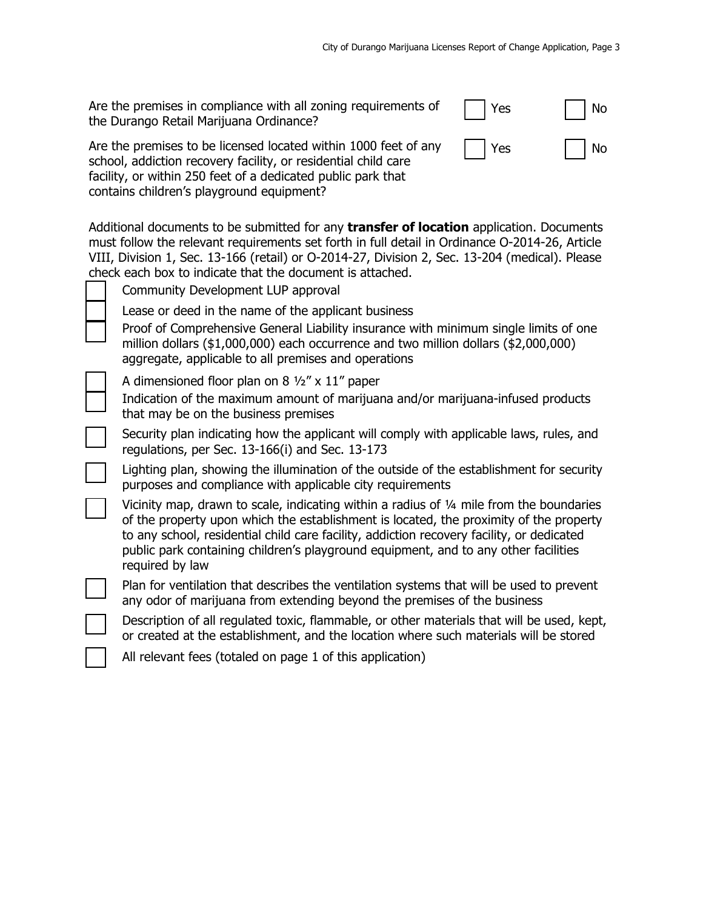Are the premises in compliance with all zoning requirements of the Durango Retail Marijuana Ordinance? ☐ Yes ☐ No

Are the premises to be licensed located within 1000 feet of any school, addiction recovery facility, or residential child care facility, or within 250 feet of a dedicated public park that contains children's playground equipment? ☐ Yes ☐ No

Additional documents to be submitted for any **transfer of location** application. Documents must follow the relevant requirements set forth in full detail in Ordinance O-2014-26, Article VIII, Division 1, Sec. 13-166 (retail) or O-2014-27, Division 2, Sec. 13-204 (medical). Please check each box to indicate that the document is attached.

- ☐ Community Development LUP approval
- ☐ Lease or deed in the name of the applicant business
- ☐ Proof of Comprehensive General Liability insurance with minimum single limits of one million dollars ($1,000,000) each occurrence and two million dollars ($2,000,000) aggregate, applicable to all premises and operations
- ☐ A dimensioned floor plan on 8 ½" x 11" paper
- ☐ Indication of the maximum amount of marijuana and/or marijuana-infused products that may be on the business premises
- ☐ Security plan indicating how the applicant will comply with applicable laws, rules, and regulations, per Sec. 13-166(i) and Sec. 13-173
- ☐ Lighting plan, showing the illumination of the outside of the establishment for security purposes and compliance with applicable city requirements
- ☐ Vicinity map, drawn to scale, indicating within a radius of ¼ mile from the boundaries of the property upon which the establishment is located, the proximity of the property to any school, residential child care facility, addiction recovery facility, or dedicated public park containing children's playground equipment, and to any other facilities required by law
- ☐ Plan for ventilation that describes the ventilation systems that will be used to prevent any odor of marijuana from extending beyond the premises of the business
- ☐ Description of all regulated toxic, flammable, or other materials that will be used, kept, or created at the establishment, and the location where such materials will be stored
- ☐ All relevant fees (totaled on page 1 of this application)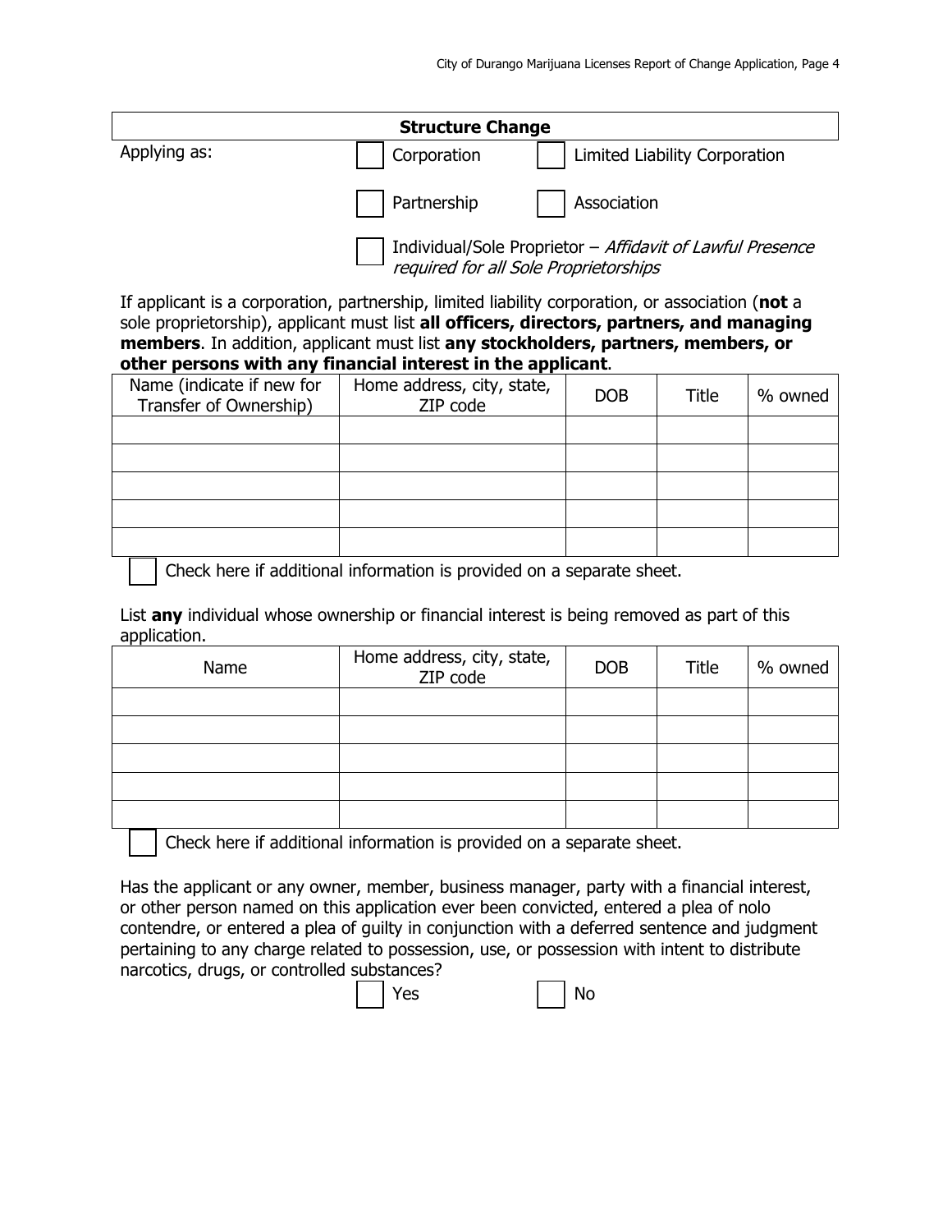## Structure Change

Applying as:

- ☐ Corporation
- ☐ Limited Liability Corporation
- ☐ Partnership
- ☐ Association
- ☐ Individual/Sole Proprietor – *Affidavit of Lawful Presence required for all Sole Proprietorships*

If applicant is a corporation, partnership, limited liability corporation, or association (**not** a sole proprietorship), applicant must list **all officers, directors, partners, and managing members**. In addition, applicant must list **any stockholders, partners, members, or other persons with any financial interest in the applicant**.

| Name (indicate if new for Transfer of Ownership) | Home address, city, state, ZIP code | DOB | Title | % owned |
|---|---|---|---|---|
| | | | | |
| | | | | |
| | | | | |
| | | | | |
| | | | | |

☐ Check here if additional information is provided on a separate sheet.

List **any** individual whose ownership or financial interest is being removed as part of this application.

| Name | Home address, city, state, ZIP code | DOB | Title | % owned |
|---|---|---|---|---|
| | | | | |
| | | | | |
| | | | | |
| | | | | |
| | | | | |

☐ Check here if additional information is provided on a separate sheet.

Has the applicant or any owner, member, business manager, party with a financial interest, or other person named on this application ever been convicted, entered a plea of nolo contendre, or entered a plea of guilty in conjunction with a deferred sentence and judgment pertaining to any charge related to possession, use, or possession with intent to distribute narcotics, drugs, or controlled substances?

☐ Yes ☐ No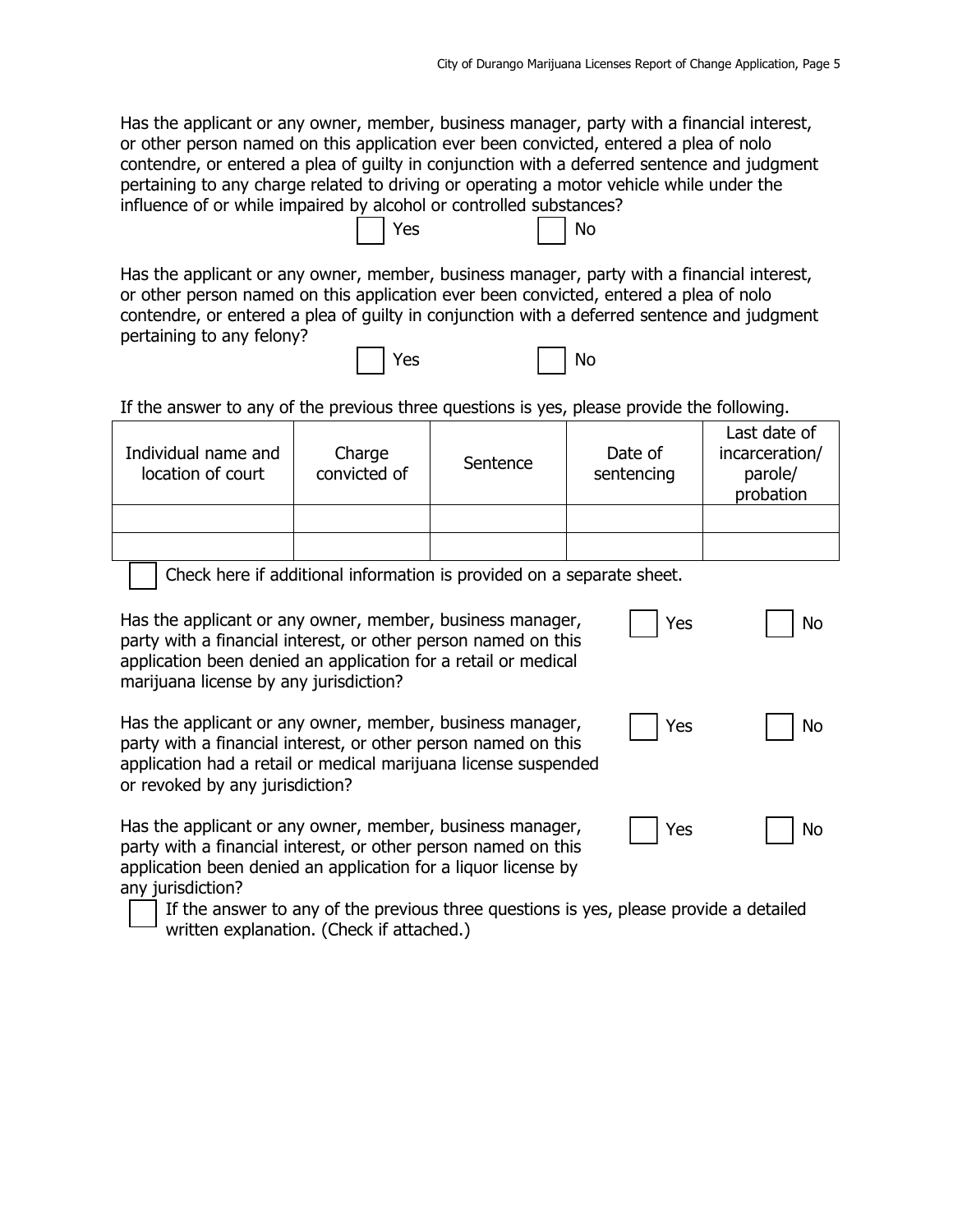Has the applicant or any owner, member, business manager, party with a financial interest, or other person named on this application ever been convicted, entered a plea of nolo contendre, or entered a plea of guilty in conjunction with a deferred sentence and judgment pertaining to any charge related to driving or operating a motor vehicle while under the influence of or while impaired by alcohol or controlled substances?

☐ Yes ☐ No

Has the applicant or any owner, member, business manager, party with a financial interest, or other person named on this application ever been convicted, entered a plea of nolo contendre, or entered a plea of guilty in conjunction with a deferred sentence and judgment pertaining to any felony?

☐ Yes ☐ No

If the answer to any of the previous three questions is yes, please provide the following.

| Individual name and location of court | Charge convicted of | Sentence | Date of sentencing | Last date of incarceration/ parole/ probation |
|---|---|---|---|---|
| | | | | |
| | | | | |

☐ Check here if additional information is provided on a separate sheet.

Has the applicant or any owner, member, business manager, party with a financial interest, or other person named on this application been denied an application for a retail or medical marijuana license by any jurisdiction?

☐ Yes ☐ No

Has the applicant or any owner, member, business manager, party with a financial interest, or other person named on this application had a retail or medical marijuana license suspended or revoked by any jurisdiction?

☐ Yes ☐ No

Has the applicant or any owner, member, business manager, party with a financial interest, or other person named on this application been denied an application for a liquor license by any jurisdiction?

☐ Yes ☐ No

☐ If the answer to any of the previous three questions is yes, please provide a detailed written explanation. (Check if attached.)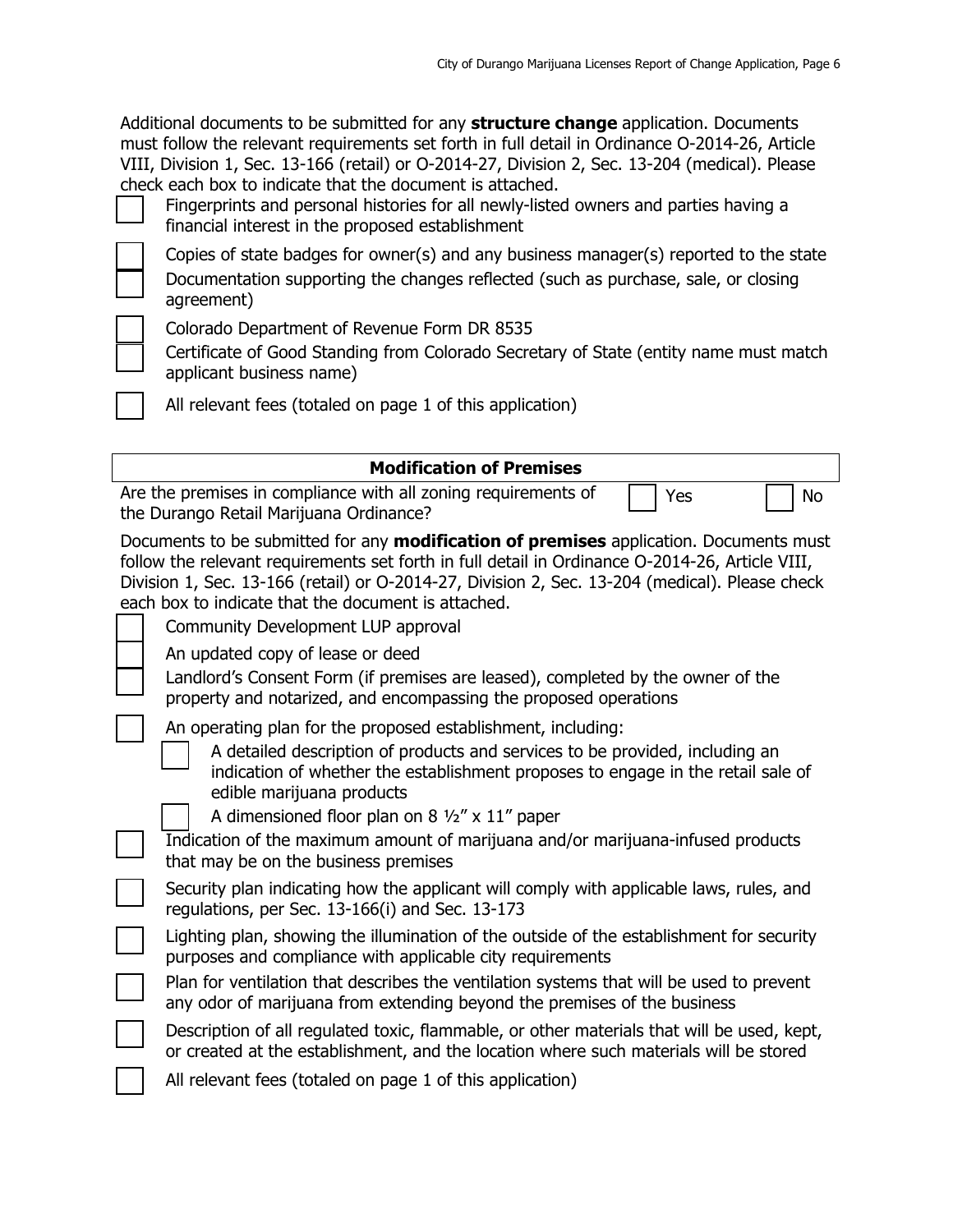Additional documents to be submitted for any **structure change** application. Documents must follow the relevant requirements set forth in full detail in Ordinance O-2014-26, Article VIII, Division 1, Sec. 13-166 (retail) or O-2014-27, Division 2, Sec. 13-204 (medical). Please check each box to indicate that the document is attached.

- [ ] Fingerprints and personal histories for all newly-listed owners and parties having a financial interest in the proposed establishment
- [ ] Copies of state badges for owner(s) and any business manager(s) reported to the state
- [ ] Documentation supporting the changes reflected (such as purchase, sale, or closing agreement)
- [ ] Colorado Department of Revenue Form DR 8535
- [ ] Certificate of Good Standing from Colorado Secretary of State (entity name must match applicant business name)
- [ ] All relevant fees (totaled on page 1 of this application)

## Modification of Premises

Are the premises in compliance with all zoning requirements of the Durango Retail Marijuana Ordinance? ☐ Yes ☐ No

Documents to be submitted for any **modification of premises** application. Documents must follow the relevant requirements set forth in full detail in Ordinance O-2014-26, Article VIII, Division 1, Sec. 13-166 (retail) or O-2014-27, Division 2, Sec. 13-204 (medical). Please check each box to indicate that the document is attached.

- [ ] Community Development LUP approval
- [ ] An updated copy of lease or deed
- [ ] Landlord's Consent Form (if premises are leased), completed by the owner of the property and notarized, and encompassing the proposed operations
- [ ] An operating plan for the proposed establishment, including:
  - [ ] A detailed description of products and services to be provided, including an indication of whether the establishment proposes to engage in the retail sale of edible marijuana products
  - [ ] A dimensioned floor plan on 8 ½" x 11" paper
- [ ] Indication of the maximum amount of marijuana and/or marijuana-infused products that may be on the business premises
- [ ] Security plan indicating how the applicant will comply with applicable laws, rules, and regulations, per Sec. 13-166(i) and Sec. 13-173
- [ ] Lighting plan, showing the illumination of the outside of the establishment for security purposes and compliance with applicable city requirements
- [ ] Plan for ventilation that describes the ventilation systems that will be used to prevent any odor of marijuana from extending beyond the premises of the business
- [ ] Description of all regulated toxic, flammable, or other materials that will be used, kept, or created at the establishment, and the location where such materials will be stored
- [ ] All relevant fees (totaled on page 1 of this application)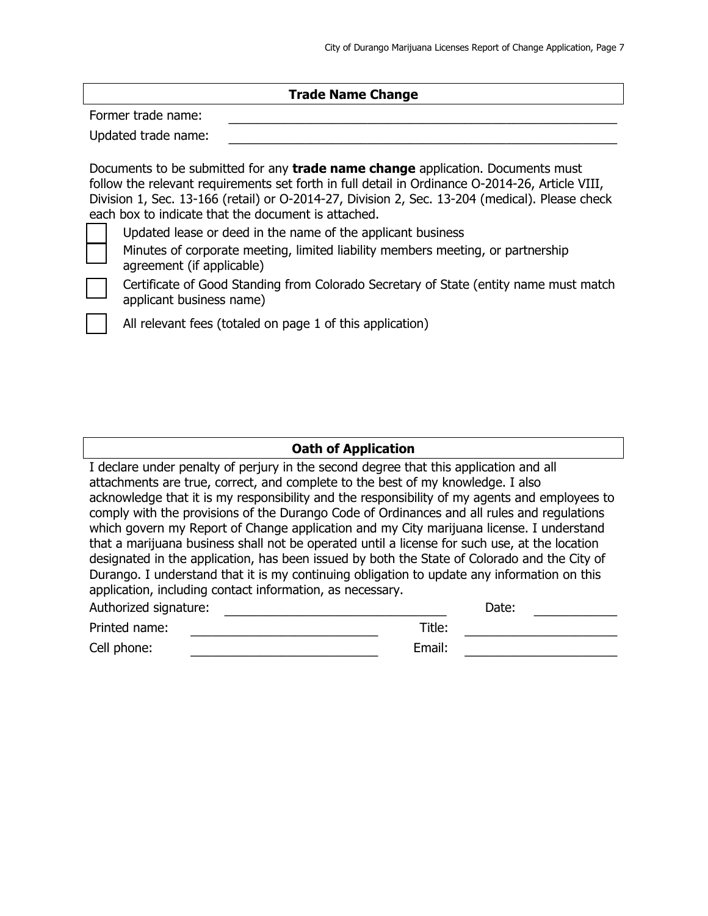## Trade Name Change

Former trade name: \_\_\_\_\_\_\_\_\_\_\_\_\_\_\_\_\_\_\_\_\_\_\_\_\_\_\_\_\_\_\_\_\_\_\_\_\_\_\_\_

Updated trade name: \_\_\_\_\_\_\_\_\_\_\_\_\_\_\_\_\_\_\_\_\_\_\_\_\_\_\_\_\_\_\_\_\_\_\_\_\_\_\_\_

Documents to be submitted for any **trade name change** application. Documents must follow the relevant requirements set forth in full detail in Ordinance O-2014-26, Article VIII, Division 1, Sec. 13-166 (retail) or O-2014-27, Division 2, Sec. 13-204 (medical). Please check each box to indicate that the document is attached.

- ☐ Updated lease or deed in the name of the applicant business
- ☐ Minutes of corporate meeting, limited liability members meeting, or partnership agreement (if applicable)
- ☐ Certificate of Good Standing from Colorado Secretary of State (entity name must match applicant business name)
- ☐ All relevant fees (totaled on page 1 of this application)

## Oath of Application

I declare under penalty of perjury in the second degree that this application and all attachments are true, correct, and complete to the best of my knowledge. I also acknowledge that it is my responsibility and the responsibility of my agents and employees to comply with the provisions of the Durango Code of Ordinances and all rules and regulations which govern my Report of Change application and my City marijuana license. I understand that a marijuana business shall not be operated until a license for such use, at the location designated in the application, has been issued by both the State of Colorado and the City of Durango. I understand that it is my continuing obligation to update any information on this application, including contact information, as necessary.

Authorized signature: \_\_\_\_\_\_\_\_\_\_\_\_\_\_\_\_\_\_\_\_\_\_\_\_ Date: \_\_\_\_\_\_\_\_\_\_

Printed name: \_\_\_\_\_\_\_\_\_\_\_\_\_\_\_\_\_\_\_\_ Title: \_\_\_\_\_\_\_\_\_\_\_\_\_\_\_\_\_\_

Cell phone: \_\_\_\_\_\_\_\_\_\_\_\_\_\_\_\_\_\_\_\_ Email: \_\_\_\_\_\_\_\_\_\_\_\_\_\_\_\_\_\_